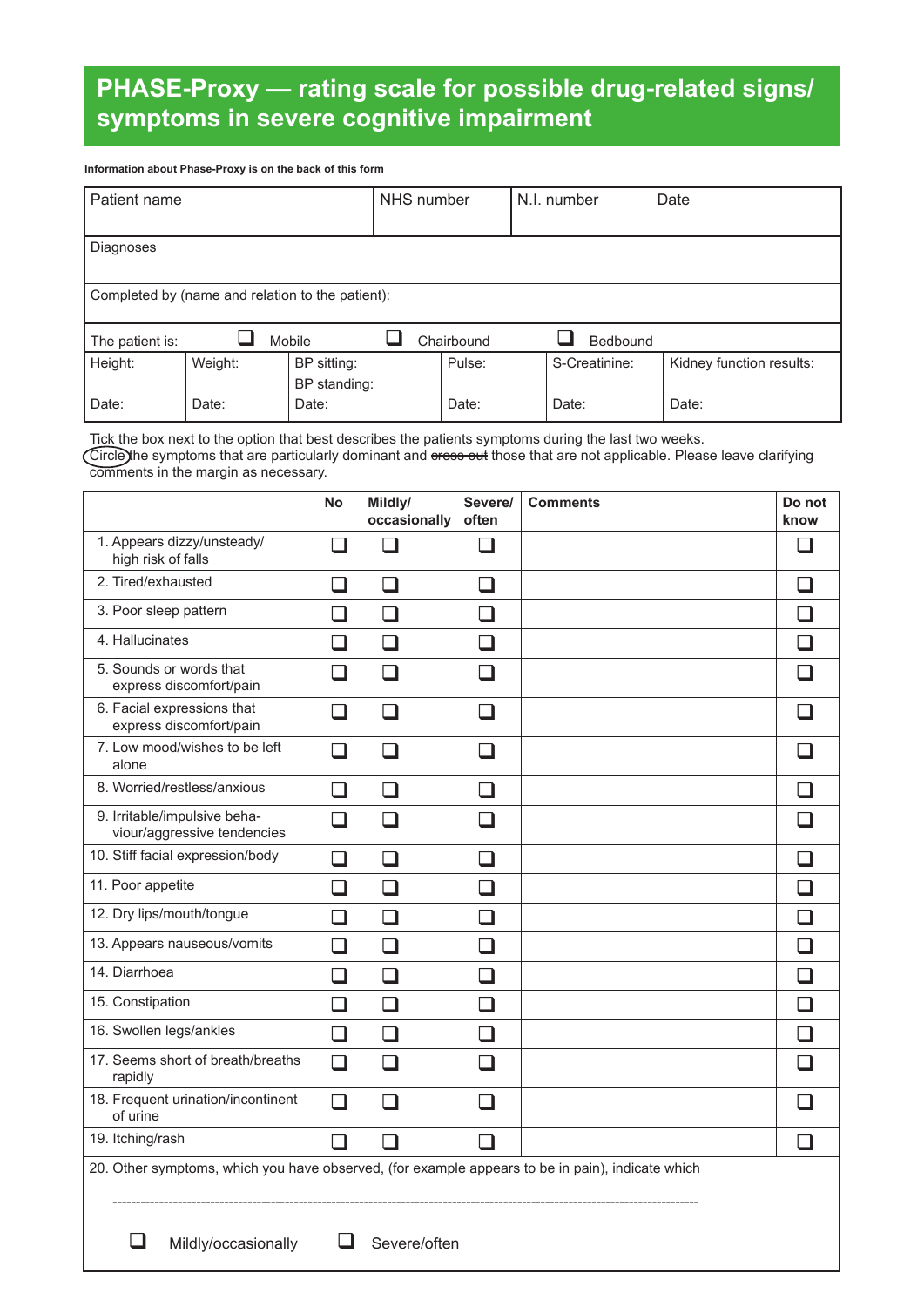# PHASE-Proxy — rating scale for possible drug-related signs/ symptoms in severe cognitive impairment

**Information about Phase-Proxy is on the back of this form**

| Patient name | NHS number | N.I. number | Date |
|---|---|---|---|
| | | | |

| Diagnoses |
|---|
| |

| Completed by (name and relation to the patient): |
|---|
| |

The patient is: ❑ Mobile ❑ Chairbound ❑ Bedbound

| Height: | Weight: | BP sitting: BP standing: | Pulse: | S-Creatinine: | Kidney function results: |
|---|---|---|---|---|---|
| Date: | Date: | Date: | Date: | Date: | Date: |

Tick the box next to the option that best describes the patients symptoms during the last two weeks. Circle the symptoms that are particularly dominant and ~~cross out~~ those that are not applicable. Please leave clarifying comments in the margin as necessary.

| | No | Mildly/ occasionally | Severe/ often | Comments | Do not know |
|---|---|---|---|---|---|
| 1. Appears dizzy/unsteady/ high risk of falls | ❑ | ❑ | ❑ | | ❑ |
| 2. Tired/exhausted | ❑ | ❑ | ❑ | | ❑ |
| 3. Poor sleep pattern | ❑ | ❑ | ❑ | | ❑ |
| 4. Hallucinates | ❑ | ❑ | ❑ | | ❑ |
| 5. Sounds or words that express discomfort/pain | ❑ | ❑ | ❑ | | ❑ |
| 6. Facial expressions that express discomfort/pain | ❑ | ❑ | ❑ | | ❑ |
| 7. Low mood/wishes to be left alone | ❑ | ❑ | ❑ | | ❑ |
| 8. Worried/restless/anxious | ❑ | ❑ | ❑ | | ❑ |
| 9. Irritable/impulsive behaviour/aggressive tendencies | ❑ | ❑ | ❑ | | ❑ |
| 10. Stiff facial expression/body | ❑ | ❑ | ❑ | | ❑ |
| 11. Poor appetite | ❑ | ❑ | ❑ | | ❑ |
| 12. Dry lips/mouth/tongue | ❑ | ❑ | ❑ | | ❑ |
| 13. Appears nauseous/vomits | ❑ | ❑ | ❑ | | ❑ |
| 14. Diarrhoea | ❑ | ❑ | ❑ | | ❑ |
| 15. Constipation | ❑ | ❑ | ❑ | | ❑ |
| 16. Swollen legs/ankles | ❑ | ❑ | ❑ | | ❑ |
| 17. Seems short of breath/breaths rapidly | ❑ | ❑ | ❑ | | ❑ |
| 18. Frequent urination/incontinent of urine | ❑ | ❑ | ❑ | | ❑ |
| 19. Itching/rash | ❑ | ❑ | ❑ | | ❑ |

20. Other symptoms, which you have observed, (for example appears to be in pain), indicate which

---

❑ Mildly/occasionally ❑ Severe/often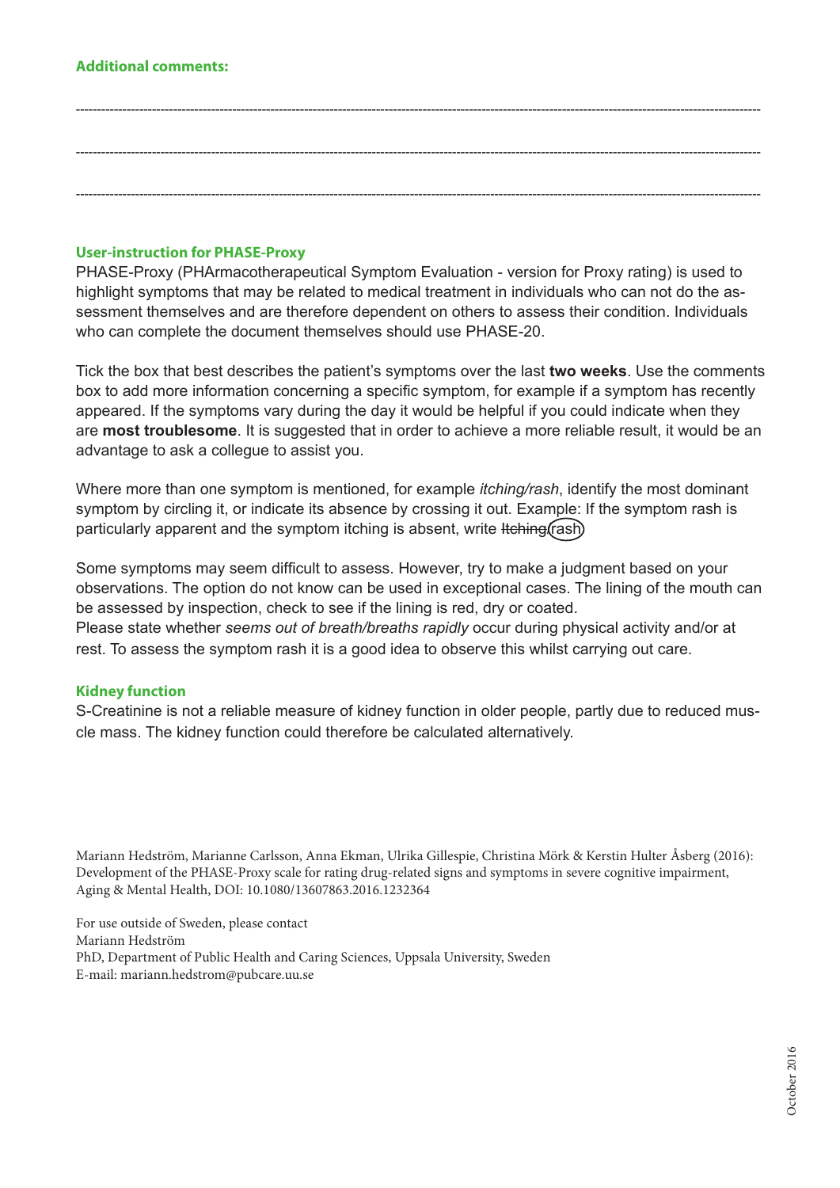**Additional comments:**

---

---

---

**User-instruction for PHASE-Proxy**

PHASE-Proxy (PHArmacotherapeutical Symptom Evaluation - version for Proxy rating) is used to highlight symptoms that may be related to medical treatment in individuals who can not do the assessment themselves and are therefore dependent on others to assess their condition. Individuals who can complete the document themselves should use PHASE-20.

Tick the box that best describes the patient's symptoms over the last **two weeks**. Use the comments box to add more information concerning a specific symptom, for example if a symptom has recently appeared. If the symptoms vary during the day it would be helpful if you could indicate when they are **most troublesome**. It is suggested that in order to achieve a more reliable result, it would be an advantage to ask a collegue to assist you.

Where more than one symptom is mentioned, for example *itching/rash*, identify the most dominant symptom by circling it, or indicate its absence by crossing it out. Example: If the symptom rash is particularly apparent and the symptom itching is absent, write ~~Itching~~/(rash)

Some symptoms may seem difficult to assess. However, try to make a judgment based on your observations. The option do not know can be used in exceptional cases. The lining of the mouth can be assessed by inspection, check to see if the lining is red, dry or coated.
Please state whether *seems out of breath/breaths rapidly* occur during physical activity and/or at rest. To assess the symptom rash it is a good idea to observe this whilst carrying out care.

**Kidney function**

S-Creatinine is not a reliable measure of kidney function in older people, partly due to reduced muscle mass. The kidney function could therefore be calculated alternatively.

Mariann Hedström, Marianne Carlsson, Anna Ekman, Ulrika Gillespie, Christina Mörk & Kerstin Hulter Åsberg (2016): Development of the PHASE-Proxy scale for rating drug-related signs and symptoms in severe cognitive impairment, Aging & Mental Health, DOI: 10.1080/13607863.2016.1232364

For use outside of Sweden, please contact
Mariann Hedström
PhD, Department of Public Health and Caring Sciences, Uppsala University, Sweden
E-mail: mariann.hedstrom@pubcare.uu.se

October 2016